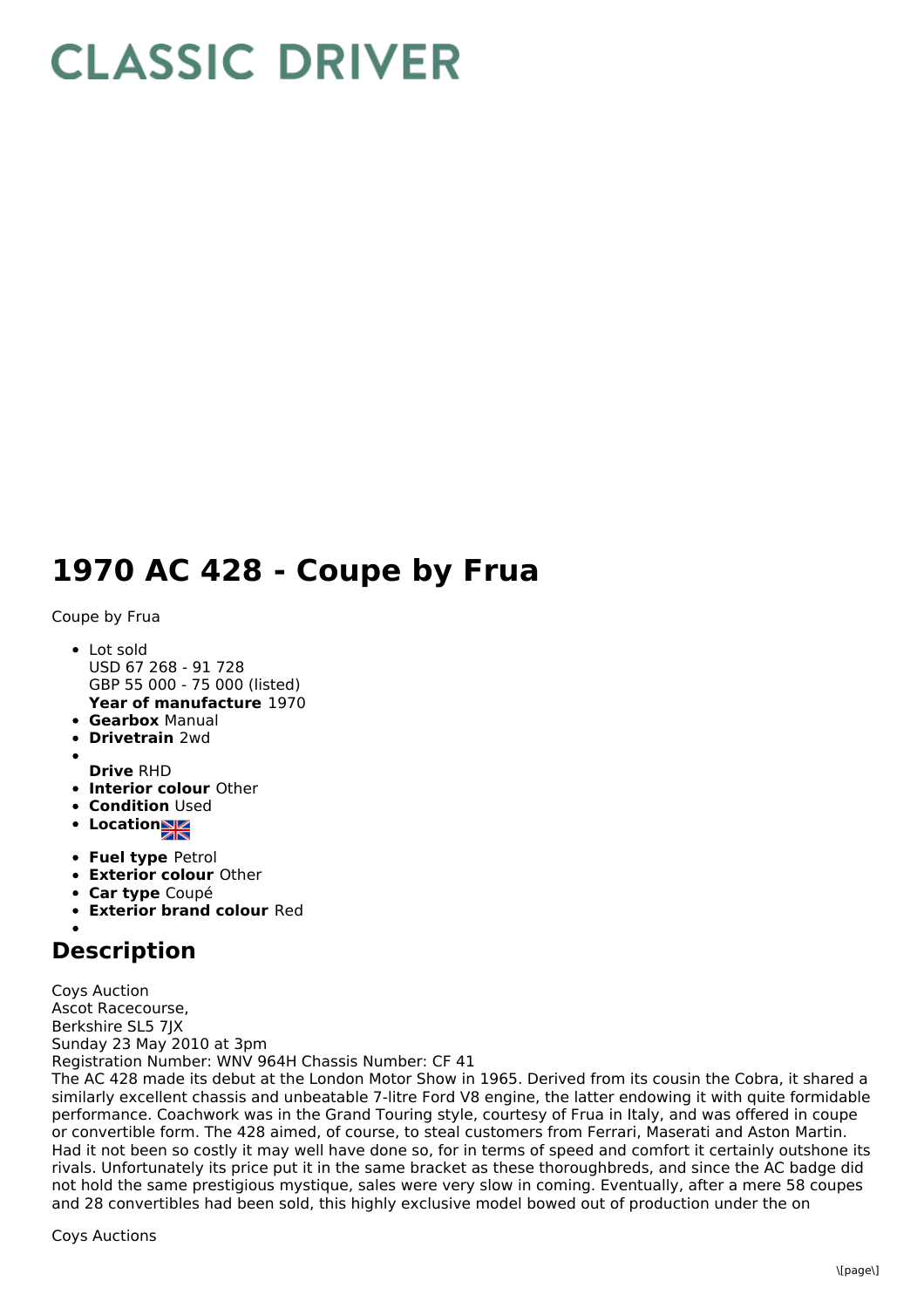# CLASSIC DRIVER

# 1970 AC 428 - Coupe by Frua

Coupe by Frua

- Lot sold
  USD 67 268 - 91 728
  GBP 55 000 - 75 000 (listed)
  **Year of manufacture** 1970
- **Gearbox** Manual
- **Drivetrain** 2wd
- **Drive** RHD
- **Interior colour** Other
- **Condition** Used
- **Location**
- **Fuel type** Petrol
- **Exterior colour** Other
- **Car type** Coupé
- **Exterior brand colour** Red

## Description

Coys Auction
Ascot Racecourse,
Berkshire SL5 7JX
Sunday 23 May 2010 at 3pm
Registration Number: WNV 964H Chassis Number: CF 41
The AC 428 made its debut at the London Motor Show in 1965. Derived from its cousin the Cobra, it shared a similarly excellent chassis and unbeatable 7-litre Ford V8 engine, the latter endowing it with quite formidable performance. Coachwork was in the Grand Touring style, courtesy of Frua in Italy, and was offered in coupe or convertible form. The 428 aimed, of course, to steal customers from Ferrari, Maserati and Aston Martin. Had it not been so costly it may well have done so, for in terms of speed and comfort it certainly outshone its rivals. Unfortunately its price put it in the same bracket as these thoroughbreds, and since the AC badge did not hold the same prestigious mystique, sales were very slow in coming. Eventually, after a mere 58 coupes and 28 convertibles had been sold, this highly exclusive model bowed out of production under the on

Coys Auctions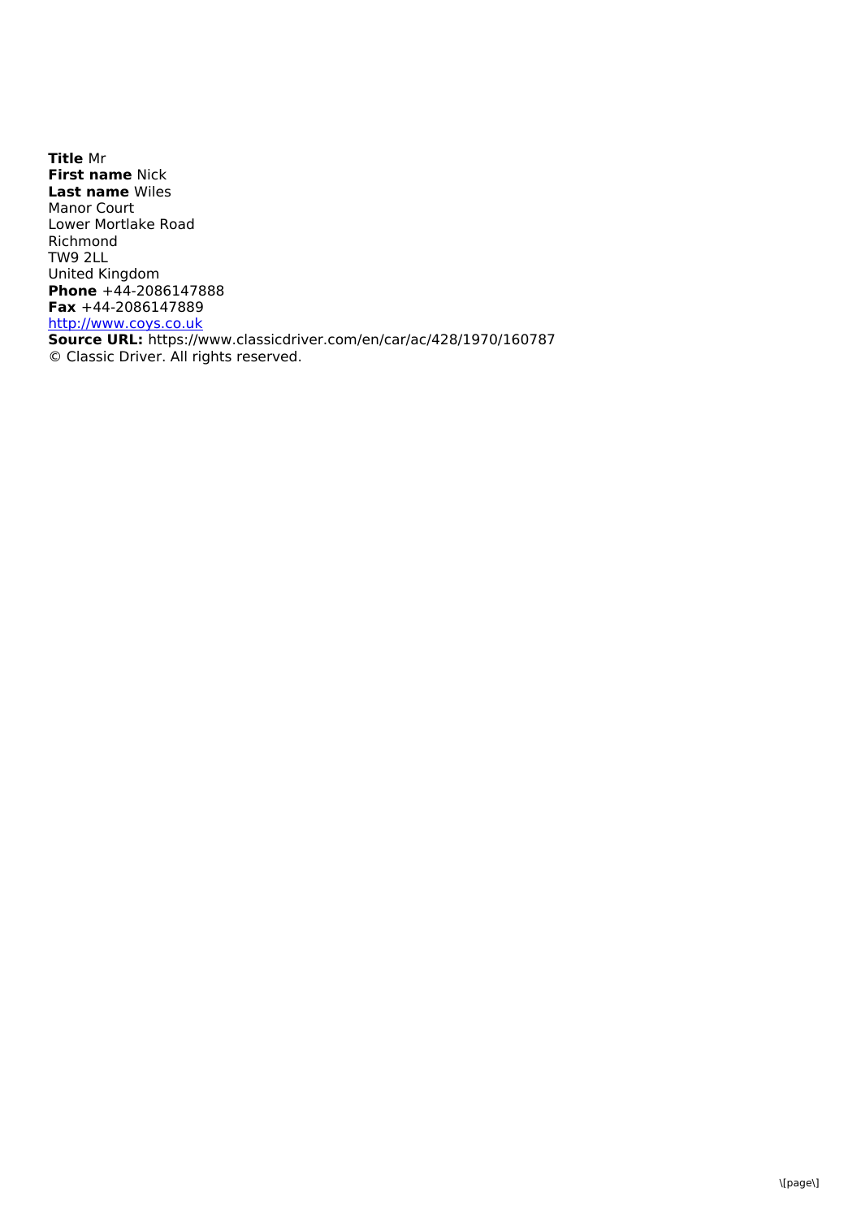**Title** Mr
**First name** Nick
**Last name** Wiles
Manor Court
Lower Mortlake Road
Richmond
TW9 2LL
United Kingdom
**Phone** +44-2086147888
**Fax** +44-2086147889
[http://www.coys.co.uk](http://www.coys.co.uk)
**Source URL:** https://www.classicdriver.com/en/car/ac/428/1970/160787
© Classic Driver. All rights reserved.